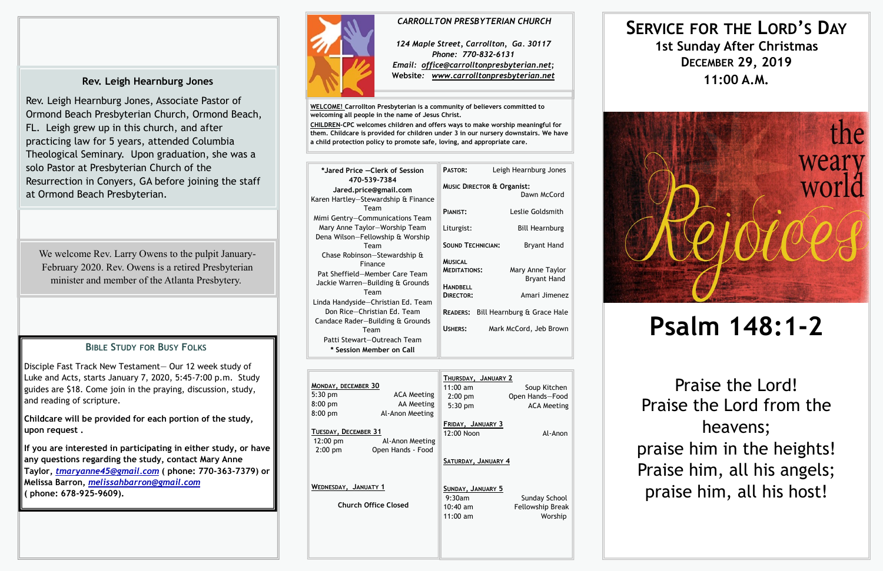### Rev. Leigh Hearnburg Jones

Rev. Leigh Hearnburg Jones, Associate Pastor of Ormond Beach Presbyterian Church, Ormond Beach, FL. Leigh grew up in this church, and after practicing law for 5 years, attended Columbia Theological Seminary. Upon graduation, she was a solo Pastor at Presbyterian Church of the Resurrection in Conyers, GA before joining the staff at Ormond Beach Presbyterian.

We welcome Rev. Larry Owens to the pulpit January-February 2020. Rev. Owens is a retired Presbyterian minister and member of the Atlanta Presbytery.

### Bible Study for Busy Folks

Disciple Fast Track New Testament— Our 12 week study of Luke and Acts, starts January 7, 2020, 5:45-7:00 p.m. Study guides are $18. Come join in the praying, discussion, study, and reading of scripture.

**Childcare will be provided for each portion of the study, upon request .**

**If you are interested in participating in either study, or have any questions regarding the study, contact Mary Anne Taylor, *tmaryanne45@gmail.com* ( phone: 770-363-7379) or Melissa Barron, *melissahbarron@gmail.com* ( phone: 678-925-9609).**

*CARROLLTON PRESBYTERIAN CHURCH*

*124 Maple Street, Carrollton, Ga. 30117*
*Phone: 770-832-6131*
*Email: office@carrolltonpresbyterian.net;*
*Website: www.carrolltonpresbyterian.net*

**WELCOME!** Carrollton Presbyterian is a community of believers committed to welcoming all people in the name of Jesus Christ.

**CHILDREN**-CPC welcomes children and offers ways to make worship meaningful for them. Childcare is provided for children under 3 in our nursery downstairs. We have a child protection policy to promote safe, loving, and appropriate care.

**\*Jared Price —Clerk of Session**
**470-539-7384**
**Jared.price@gmail.com**
Karen Hartley—Stewardship & Finance Team
Mimi Gentry—Communications Team
Mary Anne Taylor—Worship Team
Dena Wilson—Fellowship & Worship Team
Chase Robinson—Stewardship & Finance
Pat Sheffield—Member Care Team
Jackie Warren—Building & Grounds Team
Linda Handyside—Christian Ed. Team
Don Rice—Christian Ed. Team
Candace Rader—Building & Grounds Team
Patti Stewart—Outreach Team
**\* Session Member on Call**

| | |
|---|---|
| Pastor: | Leigh Hearnburg Jones |
| Music Director & Organist: | Dawn McCord |
| Pianist: | Leslie Goldsmith |
| Liturgist: | Bill Hearnburg |
| Sound Technician: | Bryant Hand |
| Musical Meditations: | Mary Anne Taylor, Bryant Hand |
| Handbell Director: | Amari Jimenez |
| Readers: | Bill Hearnburg & Grace Hale |
| Ushers: | Mark McCord, Jeb Brown |

**Monday, December 30**
5:30 pm — ACA Meeting
8:00 pm — AA Meeting
8:00 pm — Al-Anon Meeting

**Tuesday, December 31**
12:00 pm — Al-Anon Meeting
2:00 pm — Open Hands - Food

**Wednesday, January 1**
**Church Office Closed**

**Thursday, January 2**
11:00 am — Soup Kitchen
2:00 pm — Open Hands—Food
5:30 pm — ACA Meeting

**Friday, January 3**
12:00 Noon — Al-Anon

**Saturday, January 4**

**Sunday, January 5**
9:30am — Sunday School
10:40 am — Fellowship Break
11:00 am — Worship

# Service for the Lord's Day
## 1st Sunday After Christmas
## December 29, 2019
## 11:00 A.M.

the weary world Rejoices

# Psalm 148:1-2

Praise the Lord!
Praise the Lord from the heavens;
praise him in the heights!
Praise him, all his angels;
praise him, all his host!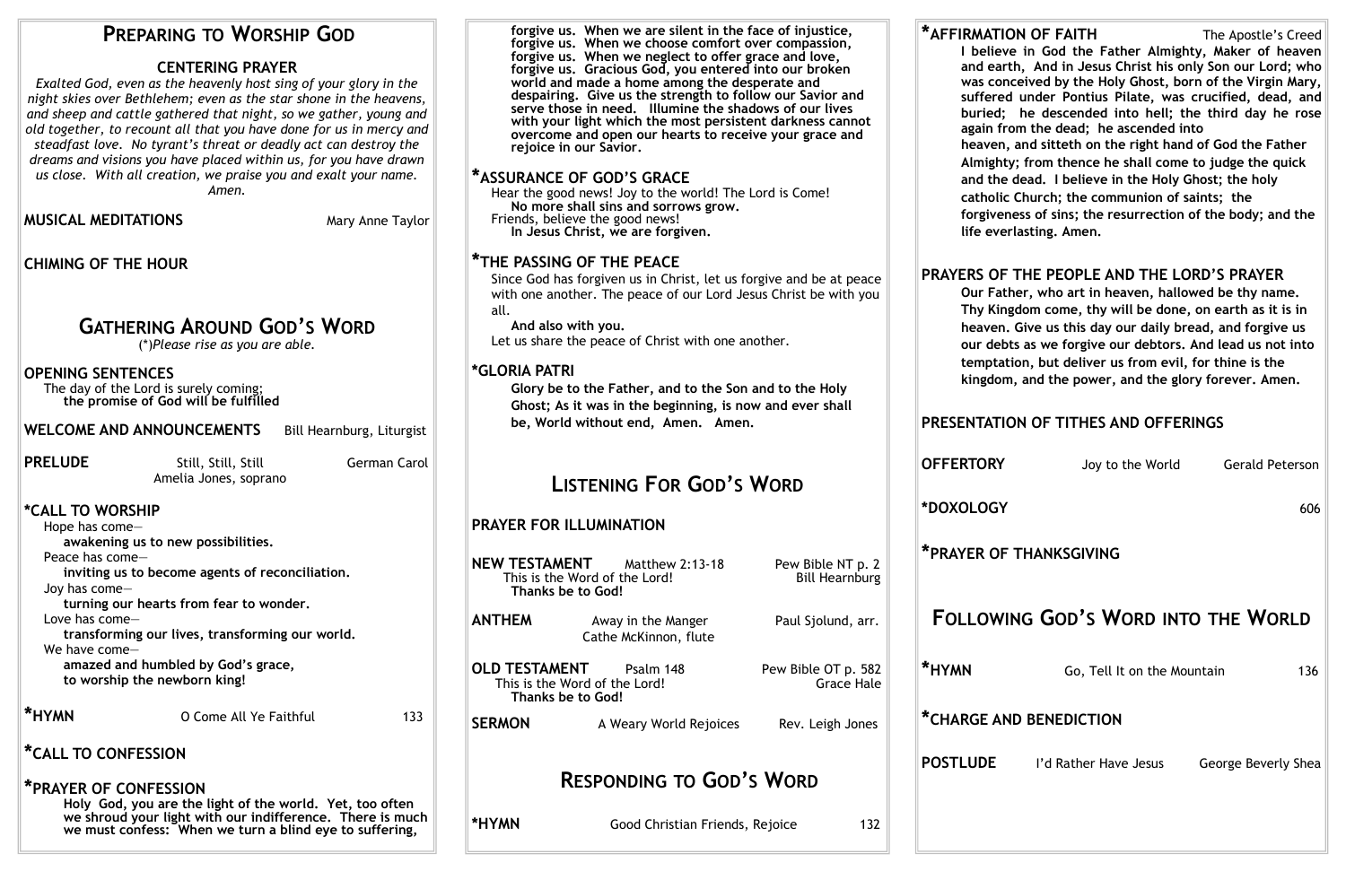# Preparing to Worship God

### CENTERING PRAYER

*Exalted God, even as the heavenly host sing of your glory in the night skies over Bethlehem; even as the star shone in the heavens, and sheep and cattle gathered that night, so we gather, young and old together, to recount all that you have done for us in mercy and steadfast love. No tyrant's threat or deadly act can destroy the dreams and visions you have placed within us, for you have drawn us close. With all creation, we praise you and exalt your name. Amen.*

**MUSICAL MEDITATIONS** — Mary Anne Taylor

**CHIMING OF THE HOUR**

# Gathering Around God's Word

(*)*Please rise as you are able.*

**OPENING SENTENCES**

The day of the Lord is surely coming;
**the promise of God will be fulfilled**

**WELCOME AND ANNOUNCEMENTS** — Bill Hearnburg, Liturgist

**PRELUDE** — Still, Still, Still — German Carol
Amelia Jones, soprano

**\*CALL TO WORSHIP**

Hope has come—
**awakening us to new possibilities.**
Peace has come—
**inviting us to become agents of reconciliation.**
Joy has come—
**turning our hearts from fear to wonder.**
Love has come—
**transforming our lives, transforming our world.**
We have come—
**amazed and humbled by God's grace,**
**to worship the newborn king!**

**\*HYMN** — O Come All Ye Faithful — 133

**\*CALL TO CONFESSION**

**\*PRAYER OF CONFESSION**

**Holy God, you are the light of the world. Yet, too often we shroud your light with our indifference. There is much we must confess: When we turn a blind eye to suffering, forgive us. When we are silent in the face of injustice, forgive us. When we choose comfort over compassion, forgive us. When we neglect to offer grace and love, forgive us. Gracious God, you entered into our broken world and made a home among the desperate and despairing. Give us the strength to follow our Savior and serve those in need. Illumine the shadows of our lives with your light which the most persistent darkness cannot overcome and open our hearts to receive your grace and rejoice in our Savior.**

**\*ASSURANCE OF GOD'S GRACE**

Hear the good news! Joy to the world! The Lord is Come!
**No more shall sins and sorrows grow.**
Friends, believe the good news!
**In Jesus Christ, we are forgiven.**

**\*THE PASSING OF THE PEACE**

Since God has forgiven us in Christ, let us forgive and be at peace with one another. The peace of our Lord Jesus Christ be with you all.
**And also with you.**
Let us share the peace of Christ with one another.

**\*GLORIA PATRI**

**Glory be to the Father, and to the Son and to the Holy Ghost; As it was in the beginning, is now and ever shall be, World without end, Amen. Amen.**

# Listening For God's Word

**PRAYER FOR ILLUMINATION**

**NEW TESTAMENT** — Matthew 2:13-18 — Pew Bible NT p. 2
This is the Word of the Lord! — Bill Hearnburg
**Thanks be to God!**

**ANTHEM** — Away in the Manger — Paul Sjolund, arr.
Cathe McKinnon, flute

**OLD TESTAMENT** — Psalm 148 — Pew Bible OT p. 582
This is the Word of the Lord! — Grace Hale
**Thanks be to God!**

**SERMON** — A Weary World Rejoices — Rev. Leigh Jones

# Responding to God's Word

**\*HYMN** — Good Christian Friends, Rejoice — 132

**\*AFFIRMATION OF FAITH** — The Apostle's Creed

**I believe in God the Father Almighty, Maker of heaven and earth, And in Jesus Christ his only Son our Lord; who was conceived by the Holy Ghost, born of the Virgin Mary, suffered under Pontius Pilate, was crucified, dead, and buried; he descended into hell; the third day he rose again from the dead; he ascended into heaven, and sitteth on the right hand of God the Father Almighty; from thence he shall come to judge the quick and the dead. I believe in the Holy Ghost; the holy catholic Church; the communion of saints; the forgiveness of sins; the resurrection of the body; and the life everlasting. Amen.**

**PRAYERS OF THE PEOPLE AND THE LORD'S PRAYER**

**Our Father, who art in heaven, hallowed be thy name. Thy Kingdom come, thy will be done, on earth as it is in heaven. Give us this day our daily bread, and forgive us our debts as we forgive our debtors. And lead us not into temptation, but deliver us from evil, for thine is the kingdom, and the power, and the glory forever. Amen.**

**PRESENTATION OF TITHES AND OFFERINGS**

**OFFERTORY** — Joy to the World — Gerald Peterson

**\*DOXOLOGY** — 606

**\*PRAYER OF THANKSGIVING**

# Following God's Word into the World

**\*HYMN** — Go, Tell It on the Mountain — 136

**\*CHARGE AND BENEDICTION**

**POSTLUDE** — I'd Rather Have Jesus — George Beverly Shea